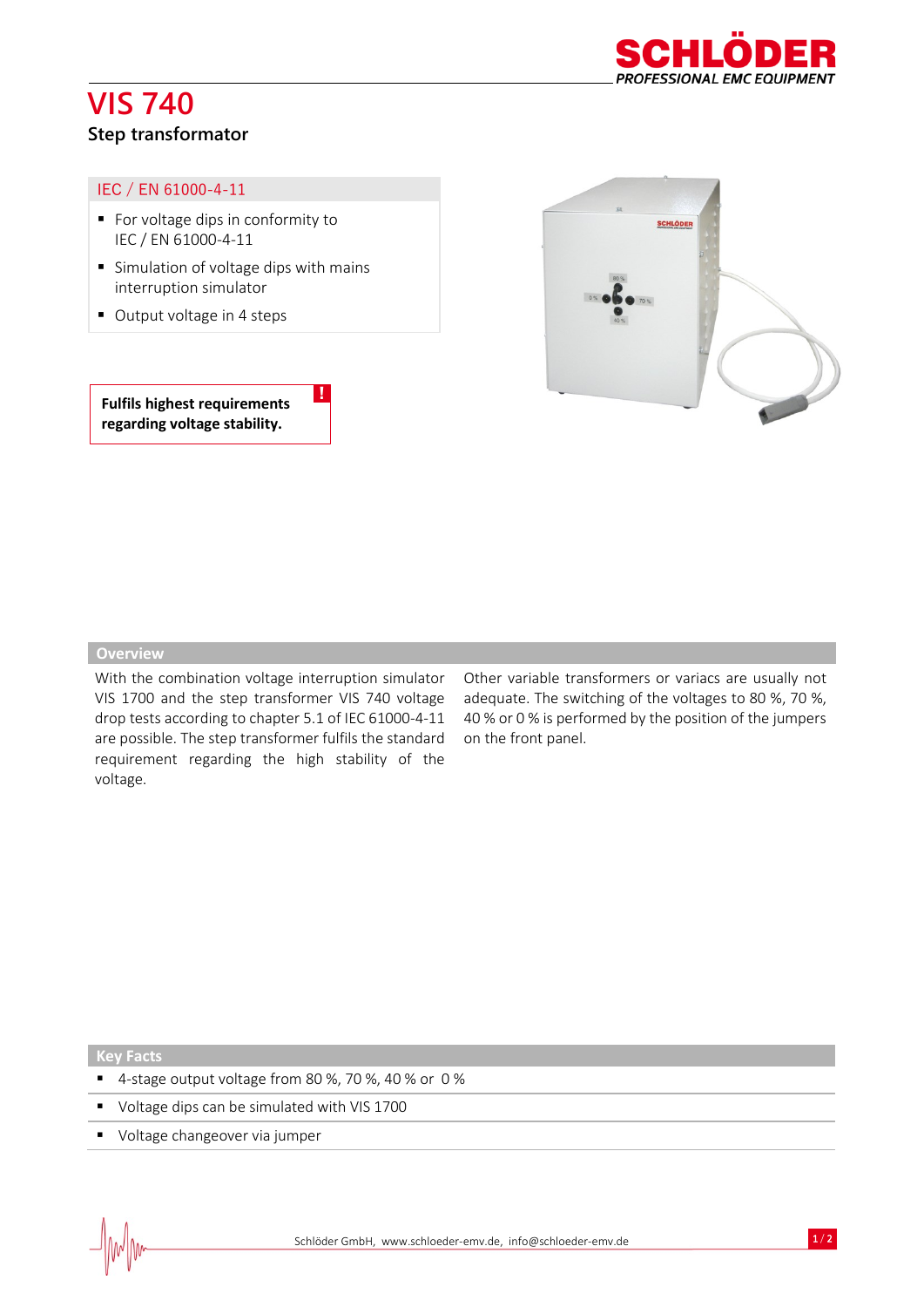# VIS 740

## Step transformator

### IEC / EN 61000-4-11

- For voltage dips in conformity to IEC / EN 61000-4-11
- Simulation of voltage dips with mains interruption simulator
- Output voltage in 4 steps

**Fulfils highest requirements regarding voltage stability.**

## Overview

With the combination voltage interruption simulator VIS 1700 and the step transformer VIS 740 voltage drop tests according to chapter 5.1 of IEC 61000-4-11 are possible. The step transformer fulfils the standard requirement regarding the high stability of the voltage.

Other variable transformers or variacs are usually not adequate. The switching of the voltages to 80 %, 70 %, 40 % or 0 % is performed by the position of the jumpers on the front panel.

## Key Facts

- 4-stage output voltage from 80 %, 70 %, 40 % or 0 %
- Voltage dips can be simulated with VIS 1700
- Voltage changeover via jumper

Schlöder GmbH, www.schloeder-emv.de, info@schloeder-emv.de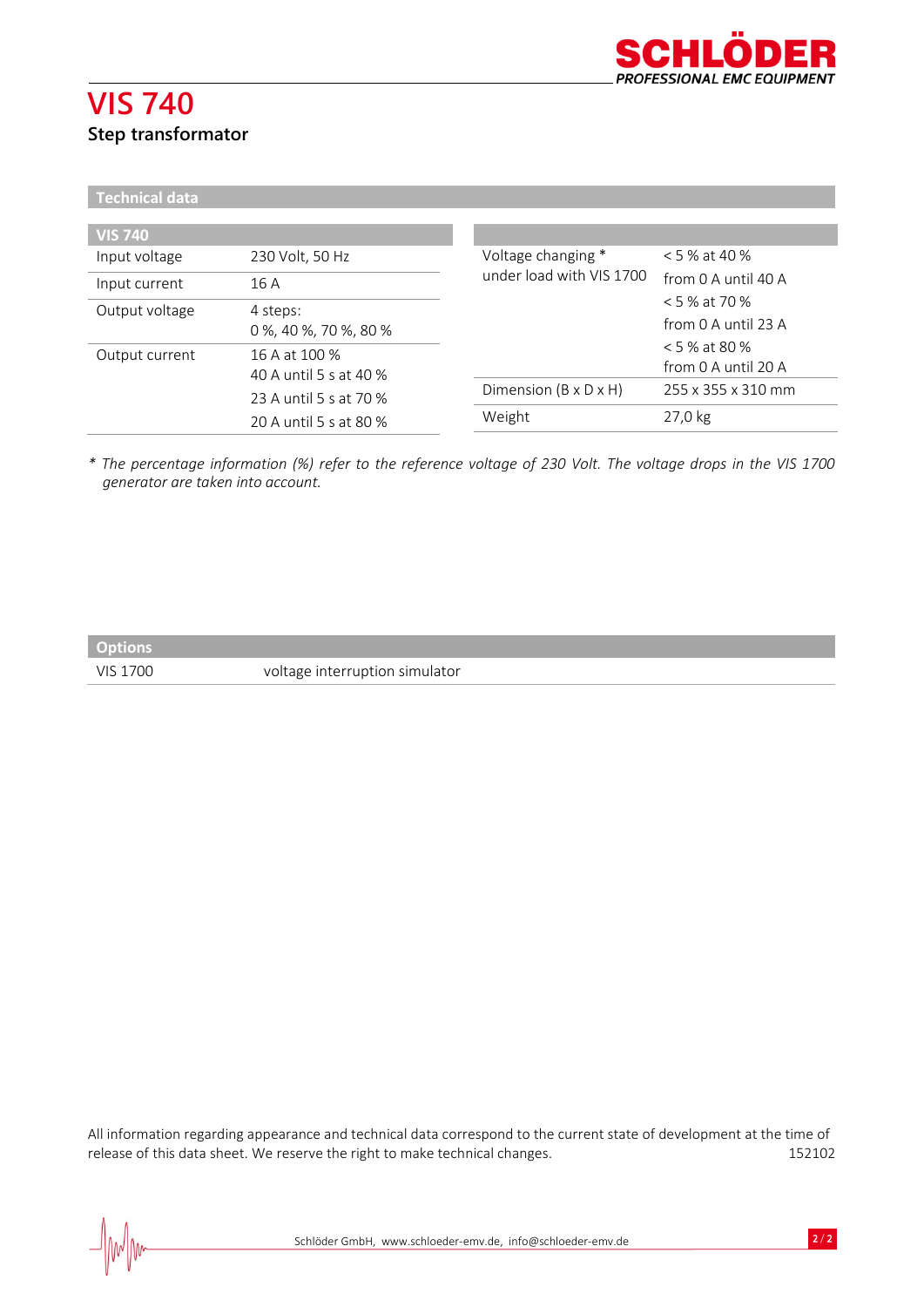# VIS 740

## Step transformator

### Technical data

| VIS 740 | |
|---|---|
| Input voltage | 230 Volt, 50 Hz |
| Input current | 16 A |
| Output voltage | 4 steps:<br>0 %, 40 %, 70 %, 80 % |
| Output current | 16 A at 100 %<br>40 A until 5 s at 40 %<br>23 A until 5 s at 70 %<br>20 A until 5 s at 80 % |

| | |
|---|---|
| Voltage changing *<br>under load with VIS 1700 | < 5 % at 40 %<br>from 0 A until 40 A<br>< 5 % at 70 %<br>from 0 A until 23 A<br>< 5 % at 80 %<br>from 0 A until 20 A |
| Dimension (B x D x H) | 255 x 355 x 310 mm |
| Weight | 27,0 kg |

* *The percentage information (%) refer to the reference voltage of 230 Volt. The voltage drops in the VIS 1700 generator are taken into account.*

### Options

| | |
|---|---|
| VIS 1700 | voltage interruption simulator |

All information regarding appearance and technical data correspond to the current state of development at the time of release of this data sheet. We reserve the right to make technical changes. 152102